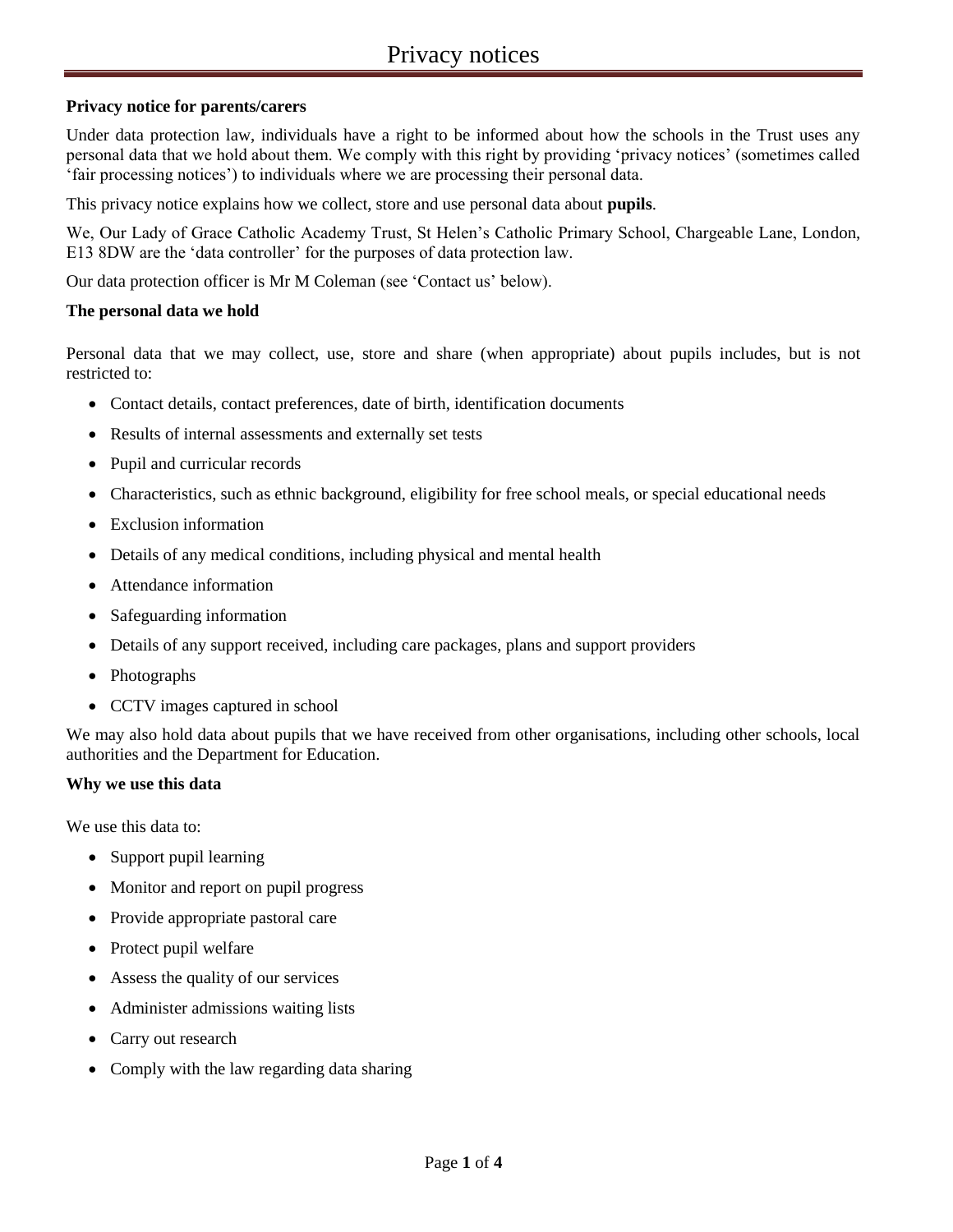# Privacy notices

**Privacy notice for parents/carers**

Under data protection law, individuals have a right to be informed about how the schools in the Trust uses any personal data that we hold about them. We comply with this right by providing 'privacy notices' (sometimes called 'fair processing notices') to individuals where we are processing their personal data.

This privacy notice explains how we collect, store and use personal data about **pupils**.

We, Our Lady of Grace Catholic Academy Trust, St Helen's Catholic Primary School, Chargeable Lane, London, E13 8DW are the 'data controller' for the purposes of data protection law.

Our data protection officer is Mr M Coleman (see 'Contact us' below).

**The personal data we hold**

Personal data that we may collect, use, store and share (when appropriate) about pupils includes, but is not restricted to:

- Contact details, contact preferences, date of birth, identification documents
- Results of internal assessments and externally set tests
- Pupil and curricular records
- Characteristics, such as ethnic background, eligibility for free school meals, or special educational needs
- Exclusion information
- Details of any medical conditions, including physical and mental health
- Attendance information
- Safeguarding information
- Details of any support received, including care packages, plans and support providers
- Photographs
- CCTV images captured in school

We may also hold data about pupils that we have received from other organisations, including other schools, local authorities and the Department for Education.

**Why we use this data**

We use this data to:

- Support pupil learning
- Monitor and report on pupil progress
- Provide appropriate pastoral care
- Protect pupil welfare
- Assess the quality of our services
- Administer admissions waiting lists
- Carry out research
- Comply with the law regarding data sharing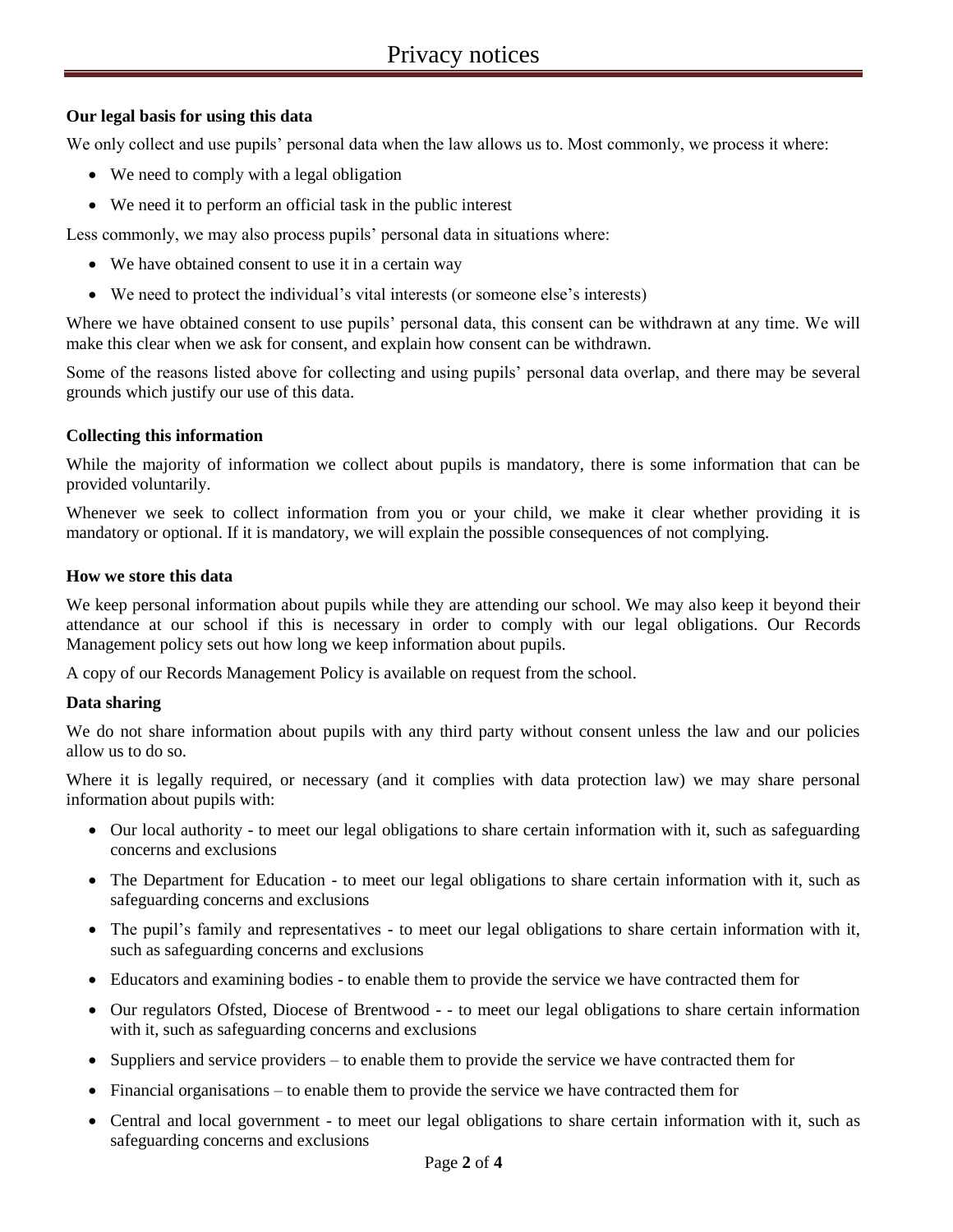### Our legal basis for using this data

We only collect and use pupils' personal data when the law allows us to. Most commonly, we process it where:

- We need to comply with a legal obligation
- We need it to perform an official task in the public interest

Less commonly, we may also process pupils' personal data in situations where:

- We have obtained consent to use it in a certain way
- We need to protect the individual's vital interests (or someone else's interests)

Where we have obtained consent to use pupils' personal data, this consent can be withdrawn at any time. We will make this clear when we ask for consent, and explain how consent can be withdrawn.

Some of the reasons listed above for collecting and using pupils' personal data overlap, and there may be several grounds which justify our use of this data.

### Collecting this information

While the majority of information we collect about pupils is mandatory, there is some information that can be provided voluntarily.

Whenever we seek to collect information from you or your child, we make it clear whether providing it is mandatory or optional. If it is mandatory, we will explain the possible consequences of not complying.

### How we store this data

We keep personal information about pupils while they are attending our school. We may also keep it beyond their attendance at our school if this is necessary in order to comply with our legal obligations. Our Records Management policy sets out how long we keep information about pupils.

A copy of our Records Management Policy is available on request from the school.

### Data sharing

We do not share information about pupils with any third party without consent unless the law and our policies allow us to do so.

Where it is legally required, or necessary (and it complies with data protection law) we may share personal information about pupils with:

- Our local authority - to meet our legal obligations to share certain information with it, such as safeguarding concerns and exclusions
- The Department for Education - to meet our legal obligations to share certain information with it, such as safeguarding concerns and exclusions
- The pupil's family and representatives - to meet our legal obligations to share certain information with it, such as safeguarding concerns and exclusions
- Educators and examining bodies - to enable them to provide the service we have contracted them for
- Our regulators Ofsted, Diocese of Brentwood - - to meet our legal obligations to share certain information with it, such as safeguarding concerns and exclusions
- Suppliers and service providers – to enable them to provide the service we have contracted them for
- Financial organisations – to enable them to provide the service we have contracted them for
- Central and local government - to meet our legal obligations to share certain information with it, such as safeguarding concerns and exclusions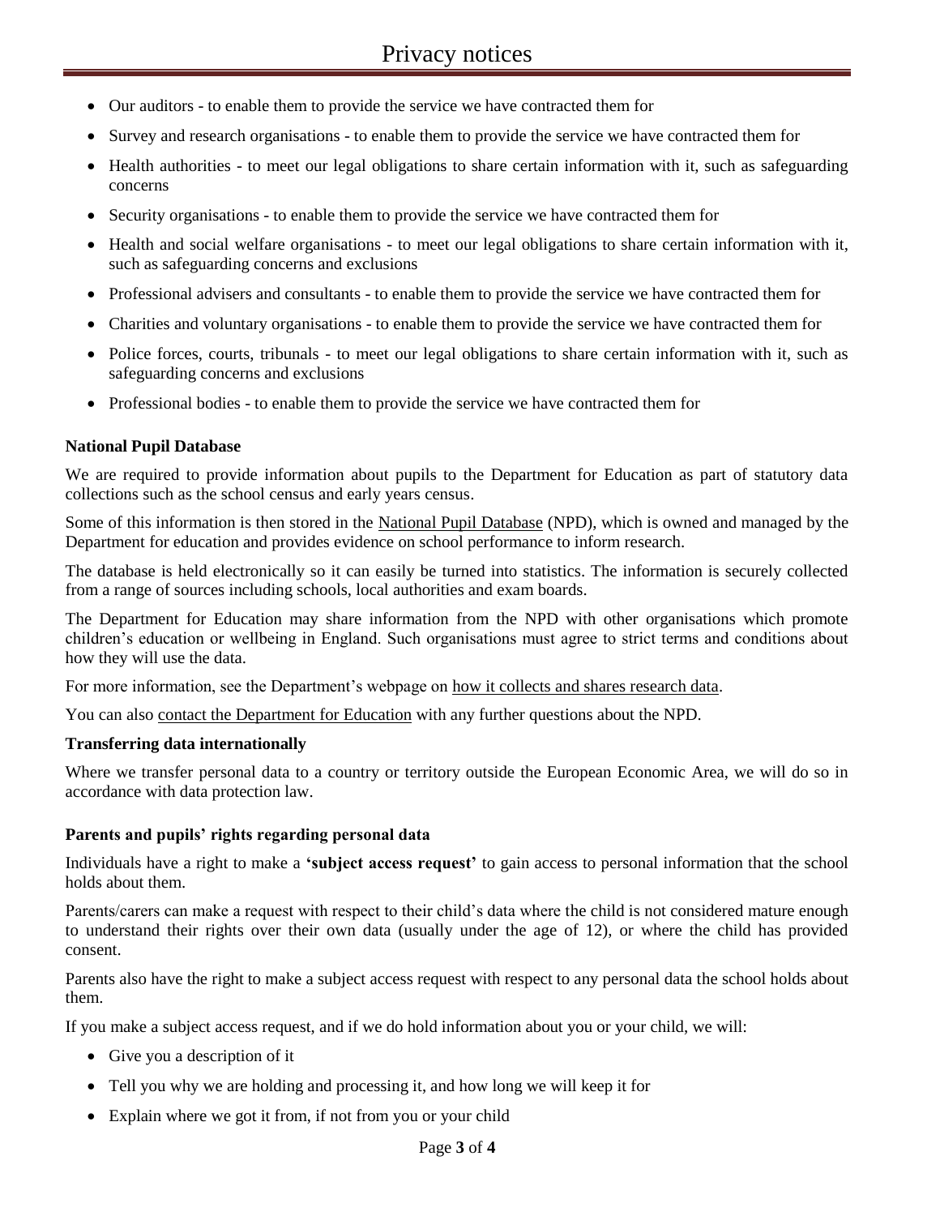- Our auditors - to enable them to provide the service we have contracted them for
- Survey and research organisations - to enable them to provide the service we have contracted them for
- Health authorities - to meet our legal obligations to share certain information with it, such as safeguarding concerns
- Security organisations - to enable them to provide the service we have contracted them for
- Health and social welfare organisations - to meet our legal obligations to share certain information with it, such as safeguarding concerns and exclusions
- Professional advisers and consultants - to enable them to provide the service we have contracted them for
- Charities and voluntary organisations - to enable them to provide the service we have contracted them for
- Police forces, courts, tribunals - to meet our legal obligations to share certain information with it, such as safeguarding concerns and exclusions
- Professional bodies - to enable them to provide the service we have contracted them for

**National Pupil Database**

We are required to provide information about pupils to the Department for Education as part of statutory data collections such as the school census and early years census.

Some of this information is then stored in the National Pupil Database (NPD), which is owned and managed by the Department for education and provides evidence on school performance to inform research.

The database is held electronically so it can easily be turned into statistics. The information is securely collected from a range of sources including schools, local authorities and exam boards.

The Department for Education may share information from the NPD with other organisations which promote children's education or wellbeing in England. Such organisations must agree to strict terms and conditions about how they will use the data.

For more information, see the Department's webpage on how it collects and shares research data.

You can also contact the Department for Education with any further questions about the NPD.

**Transferring data internationally**

Where we transfer personal data to a country or territory outside the European Economic Area, we will do so in accordance with data protection law.

**Parents and pupils' rights regarding personal data**

Individuals have a right to make a **'subject access request'** to gain access to personal information that the school holds about them.

Parents/carers can make a request with respect to their child's data where the child is not considered mature enough to understand their rights over their own data (usually under the age of 12), or where the child has provided consent.

Parents also have the right to make a subject access request with respect to any personal data the school holds about them.

If you make a subject access request, and if we do hold information about you or your child, we will:

- Give you a description of it
- Tell you why we are holding and processing it, and how long we will keep it for
- Explain where we got it from, if not from you or your child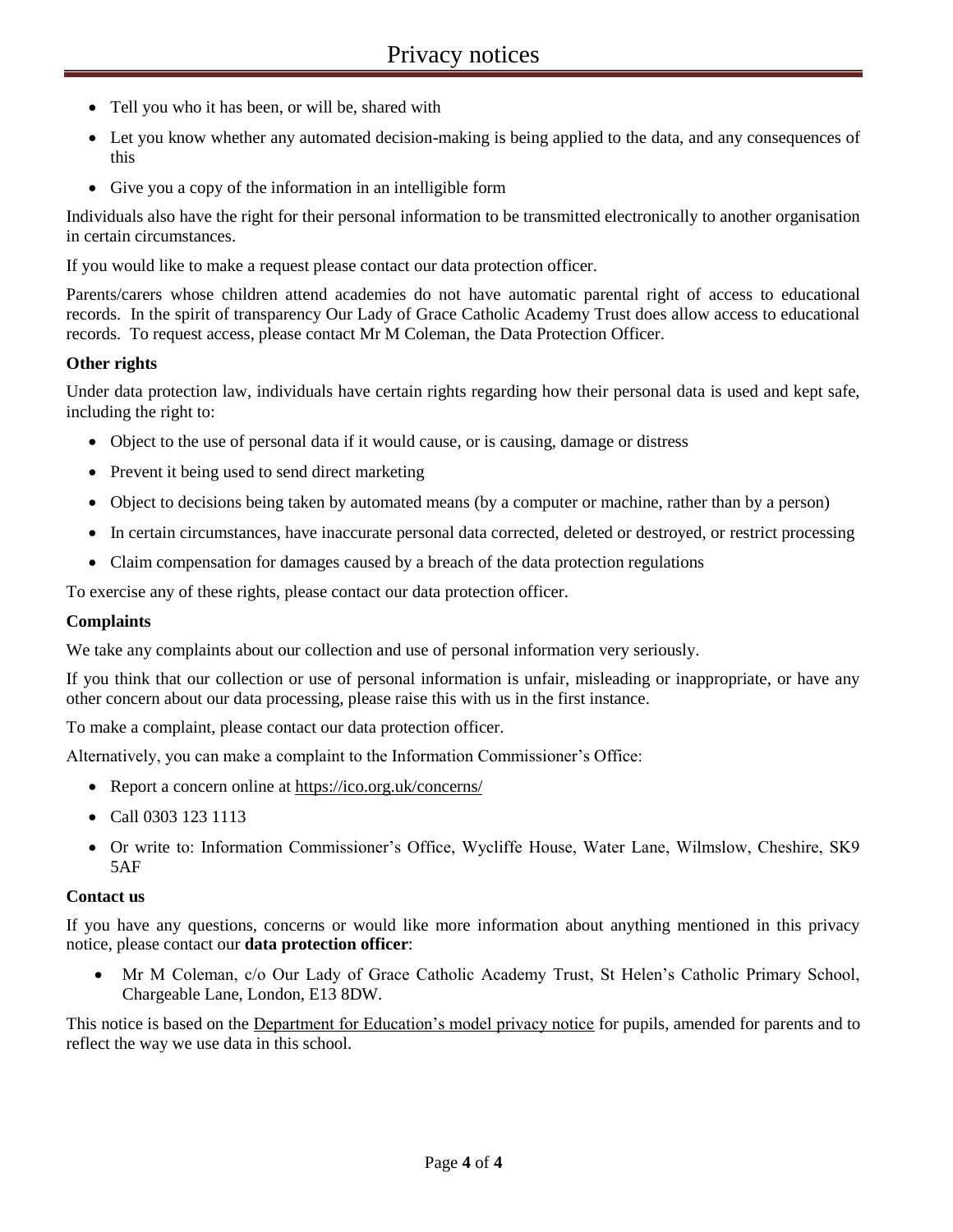- Tell you who it has been, or will be, shared with
- Let you know whether any automated decision-making is being applied to the data, and any consequences of this
- Give you a copy of the information in an intelligible form

Individuals also have the right for their personal information to be transmitted electronically to another organisation in certain circumstances.

If you would like to make a request please contact our data protection officer.

Parents/carers whose children attend academies do not have automatic parental right of access to educational records. In the spirit of transparency Our Lady of Grace Catholic Academy Trust does allow access to educational records. To request access, please contact Mr M Coleman, the Data Protection Officer.

**Other rights**

Under data protection law, individuals have certain rights regarding how their personal data is used and kept safe, including the right to:

- Object to the use of personal data if it would cause, or is causing, damage or distress
- Prevent it being used to send direct marketing
- Object to decisions being taken by automated means (by a computer or machine, rather than by a person)
- In certain circumstances, have inaccurate personal data corrected, deleted or destroyed, or restrict processing
- Claim compensation for damages caused by a breach of the data protection regulations

To exercise any of these rights, please contact our data protection officer.

**Complaints**

We take any complaints about our collection and use of personal information very seriously.

If you think that our collection or use of personal information is unfair, misleading or inappropriate, or have any other concern about our data processing, please raise this with us in the first instance.

To make a complaint, please contact our data protection officer.

Alternatively, you can make a complaint to the Information Commissioner's Office:

- Report a concern online at https://ico.org.uk/concerns/
- Call 0303 123 1113
- Or write to: Information Commissioner's Office, Wycliffe House, Water Lane, Wilmslow, Cheshire, SK9 5AF

**Contact us**

If you have any questions, concerns or would like more information about anything mentioned in this privacy notice, please contact our **data protection officer**:

- Mr M Coleman, c/o Our Lady of Grace Catholic Academy Trust, St Helen's Catholic Primary School, Chargeable Lane, London, E13 8DW.

This notice is based on the Department for Education's model privacy notice for pupils, amended for parents and to reflect the way we use data in this school.